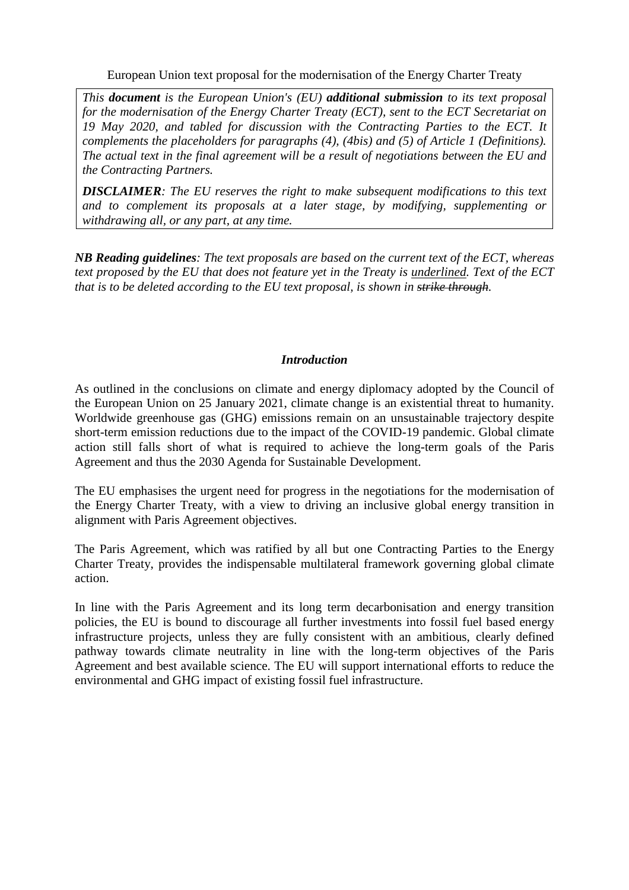European Union text proposal for the modernisation of the Energy Charter Treaty

*This **document** is the European Union's (EU) **additional submission** to its text proposal for the modernisation of the Energy Charter Treaty (ECT), sent to the ECT Secretariat on 19 May 2020, and tabled for discussion with the Contracting Parties to the ECT. It complements the placeholders for paragraphs (4), (4bis) and (5) of Article 1 (Definitions). The actual text in the final agreement will be a result of negotiations between the EU and the Contracting Partners.*

***DISCLAIMER**: The EU reserves the right to make subsequent modifications to this text and to complement its proposals at a later stage, by modifying, supplementing or withdrawing all, or any part, at any time.*

***NB Reading guidelines**: The text proposals are based on the current text of the ECT, whereas text proposed by the EU that does not feature yet in the Treaty is <u>underlined</u>. Text of the ECT that is to be deleted according to the EU text proposal, is shown in ~~strike through~~.*

## *Introduction*

As outlined in the conclusions on climate and energy diplomacy adopted by the Council of the European Union on 25 January 2021, climate change is an existential threat to humanity. Worldwide greenhouse gas (GHG) emissions remain on an unsustainable trajectory despite short-term emission reductions due to the impact of the COVID-19 pandemic. Global climate action still falls short of what is required to achieve the long-term goals of the Paris Agreement and thus the 2030 Agenda for Sustainable Development.

The EU emphasises the urgent need for progress in the negotiations for the modernisation of the Energy Charter Treaty, with a view to driving an inclusive global energy transition in alignment with Paris Agreement objectives.

The Paris Agreement, which was ratified by all but one Contracting Parties to the Energy Charter Treaty, provides the indispensable multilateral framework governing global climate action.

In line with the Paris Agreement and its long term decarbonisation and energy transition policies, the EU is bound to discourage all further investments into fossil fuel based energy infrastructure projects, unless they are fully consistent with an ambitious, clearly defined pathway towards climate neutrality in line with the long-term objectives of the Paris Agreement and best available science. The EU will support international efforts to reduce the environmental and GHG impact of existing fossil fuel infrastructure.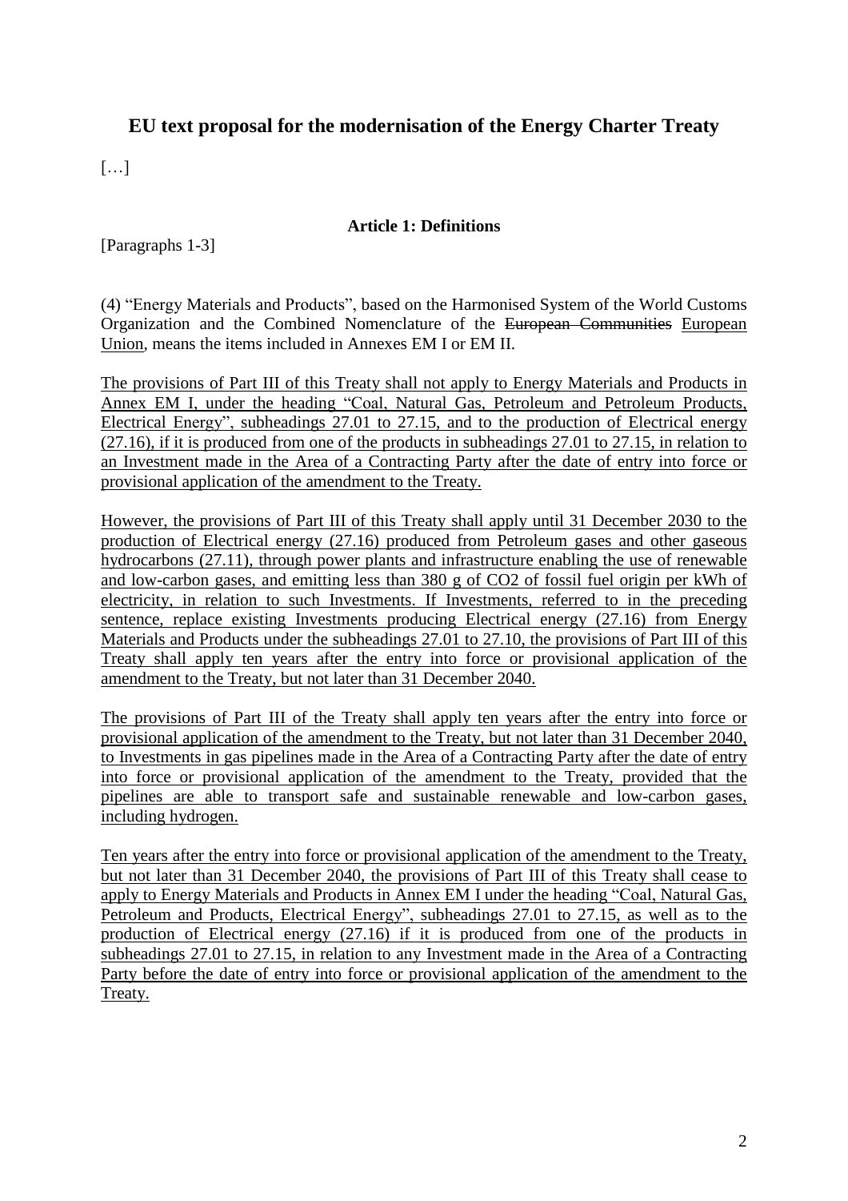## EU text proposal for the modernisation of the Energy Charter Treaty

[…]

### Article 1: Definitions

[Paragraphs 1-3]

(4) "Energy Materials and Products", based on the Harmonised System of the World Customs Organization and the Combined Nomenclature of the ~~European Communities~~ <u>European Union</u>, means the items included in Annexes EM I or EM II.

<u>The provisions of Part III of this Treaty shall not apply to Energy Materials and Products in Annex EM I, under the heading "Coal, Natural Gas, Petroleum and Petroleum Products, Electrical Energy", subheadings 27.01 to 27.15, and to the production of Electrical energy (27.16), if it is produced from one of the products in subheadings 27.01 to 27.15, in relation to an Investment made in the Area of a Contracting Party after the date of entry into force or provisional application of the amendment to the Treaty.</u>

<u>However, the provisions of Part III of this Treaty shall apply until 31 December 2030 to the production of Electrical energy (27.16) produced from Petroleum gases and other gaseous hydrocarbons (27.11), through power plants and infrastructure enabling the use of renewable and low-carbon gases, and emitting less than 380 g of $CO_2$ of fossil fuel origin per kWh of electricity, in relation to such Investments. If Investments, referred to in the preceding sentence, replace existing Investments producing Electrical energy (27.16) from Energy Materials and Products under the subheadings 27.01 to 27.10, the provisions of Part III of this Treaty shall apply ten years after the entry into force or provisional application of the amendment to the Treaty, but not later than 31 December 2040.</u>

<u>The provisions of Part III of the Treaty shall apply ten years after the entry into force or provisional application of the amendment to the Treaty, but not later than 31 December 2040, to Investments in gas pipelines made in the Area of a Contracting Party after the date of entry into force or provisional application of the amendment to the Treaty, provided that the pipelines are able to transport safe and sustainable renewable and low-carbon gases, including hydrogen.</u>

<u>Ten years after the entry into force or provisional application of the amendment to the Treaty, but not later than 31 December 2040, the provisions of Part III of this Treaty shall cease to apply to Energy Materials and Products in Annex EM I under the heading "Coal, Natural Gas, Petroleum and Products, Electrical Energy", subheadings 27.01 to 27.15, as well as to the production of Electrical energy (27.16) if it is produced from one of the products in subheadings 27.01 to 27.15, in relation to any Investment made in the Area of a Contracting Party before the date of entry into force or provisional application of the amendment to the Treaty.</u>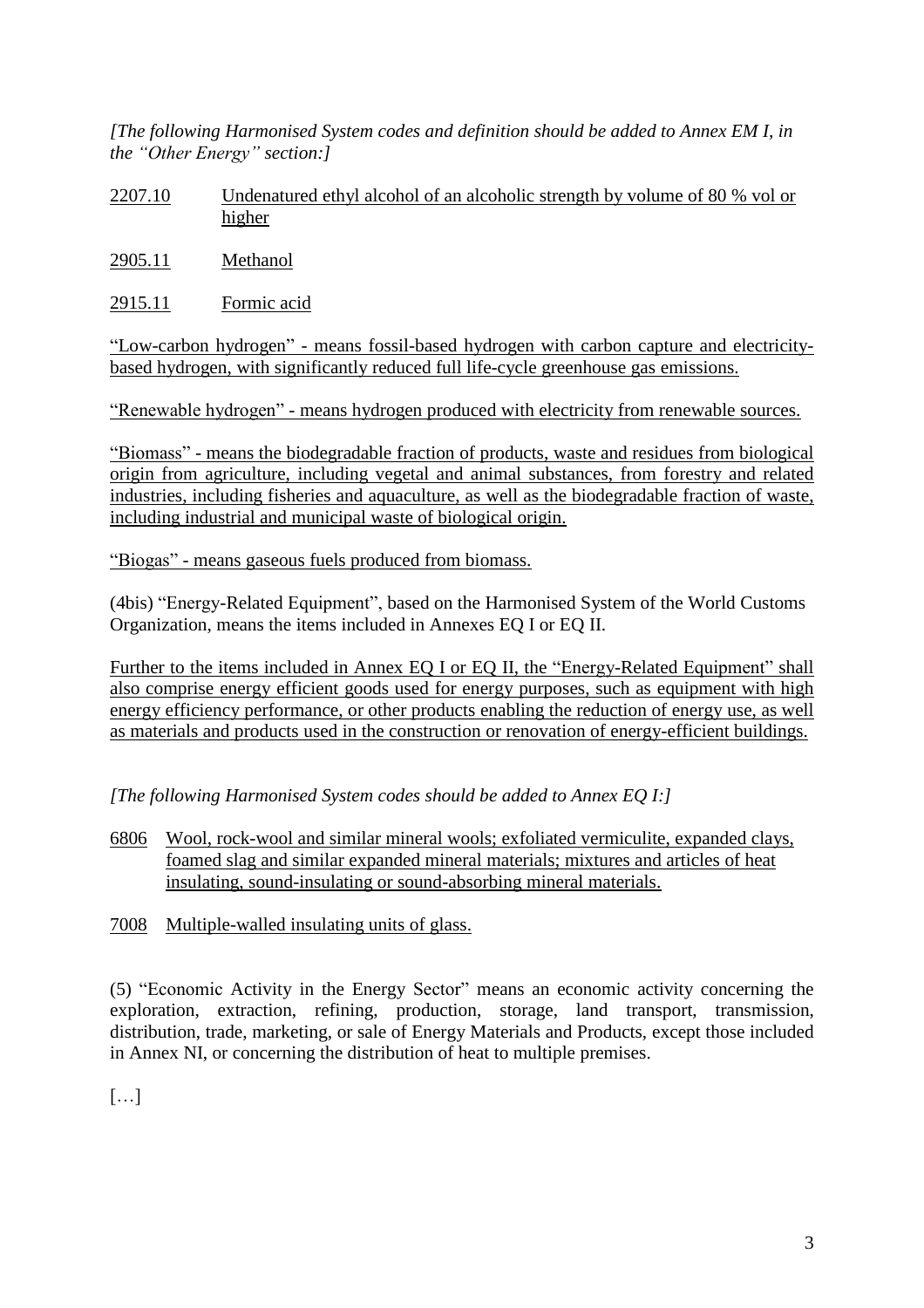*[The following Harmonised System codes and definition should be added to Annex EM I, in the "Other Energy" section:]*

2207.10 Undenatured ethyl alcohol of an alcoholic strength by volume of 80 % vol or higher

2905.11 Methanol

2915.11 Formic acid

"Low-carbon hydrogen" - means fossil-based hydrogen with carbon capture and electricity-based hydrogen, with significantly reduced full life-cycle greenhouse gas emissions.

"Renewable hydrogen" - means hydrogen produced with electricity from renewable sources.

"Biomass" - means the biodegradable fraction of products, waste and residues from biological origin from agriculture, including vegetal and animal substances, from forestry and related industries, including fisheries and aquaculture, as well as the biodegradable fraction of waste, including industrial and municipal waste of biological origin.

"Biogas" - means gaseous fuels produced from biomass.

(4bis) "Energy-Related Equipment", based on the Harmonised System of the World Customs Organization, means the items included in Annexes EQ I or EQ II.

Further to the items included in Annex EQ I or EQ II, the "Energy-Related Equipment" shall also comprise energy efficient goods used for energy purposes, such as equipment with high energy efficiency performance, or other products enabling the reduction of energy use, as well as materials and products used in the construction or renovation of energy-efficient buildings.

*[The following Harmonised System codes should be added to Annex EQ I:]*

6806 Wool, rock-wool and similar mineral wools; exfoliated vermiculite, expanded clays, foamed slag and similar expanded mineral materials; mixtures and articles of heat insulating, sound-insulating or sound-absorbing mineral materials.

7008 Multiple-walled insulating units of glass.

(5) "Economic Activity in the Energy Sector" means an economic activity concerning the exploration, extraction, refining, production, storage, land transport, transmission, distribution, trade, marketing, or sale of Energy Materials and Products, except those included in Annex NI, or concerning the distribution of heat to multiple premises.

[…]